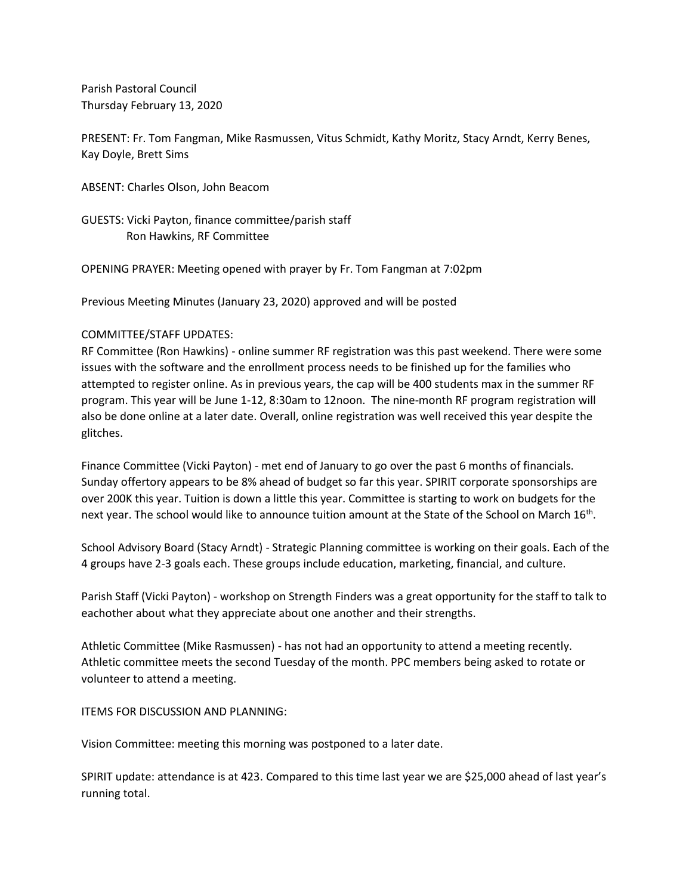Parish Pastoral Council
Thursday February 13, 2020

PRESENT: Fr. Tom Fangman, Mike Rasmussen, Vitus Schmidt, Kathy Moritz, Stacy Arndt, Kerry Benes, Kay Doyle, Brett Sims

ABSENT: Charles Olson, John Beacom

GUESTS: Vicki Payton, finance committee/parish staff
Ron Hawkins, RF Committee

OPENING PRAYER: Meeting opened with prayer by Fr. Tom Fangman at 7:02pm

Previous Meeting Minutes (January 23, 2020) approved and will be posted

COMMITTEE/STAFF UPDATES:

RF Committee (Ron Hawkins) - online summer RF registration was this past weekend. There were some issues with the software and the enrollment process needs to be finished up for the families who attempted to register online. As in previous years, the cap will be 400 students max in the summer RF program. This year will be June 1-12, 8:30am to 12noon. The nine-month RF program registration will also be done online at a later date. Overall, online registration was well received this year despite the glitches.

Finance Committee (Vicki Payton) - met end of January to go over the past 6 months of financials. Sunday offertory appears to be 8% ahead of budget so far this year. SPIRIT corporate sponsorships are over 200K this year. Tuition is down a little this year. Committee is starting to work on budgets for the next year. The school would like to announce tuition amount at the State of the School on March 16th.

School Advisory Board (Stacy Arndt) - Strategic Planning committee is working on their goals. Each of the 4 groups have 2-3 goals each. These groups include education, marketing, financial, and culture.

Parish Staff (Vicki Payton) - workshop on Strength Finders was a great opportunity for the staff to talk to eachother about what they appreciate about one another and their strengths.

Athletic Committee (Mike Rasmussen) - has not had an opportunity to attend a meeting recently. Athletic committee meets the second Tuesday of the month. PPC members being asked to rotate or volunteer to attend a meeting.

ITEMS FOR DISCUSSION AND PLANNING:

Vision Committee: meeting this morning was postponed to a later date.

SPIRIT update: attendance is at 423. Compared to this time last year we are $25,000 ahead of last year's running total.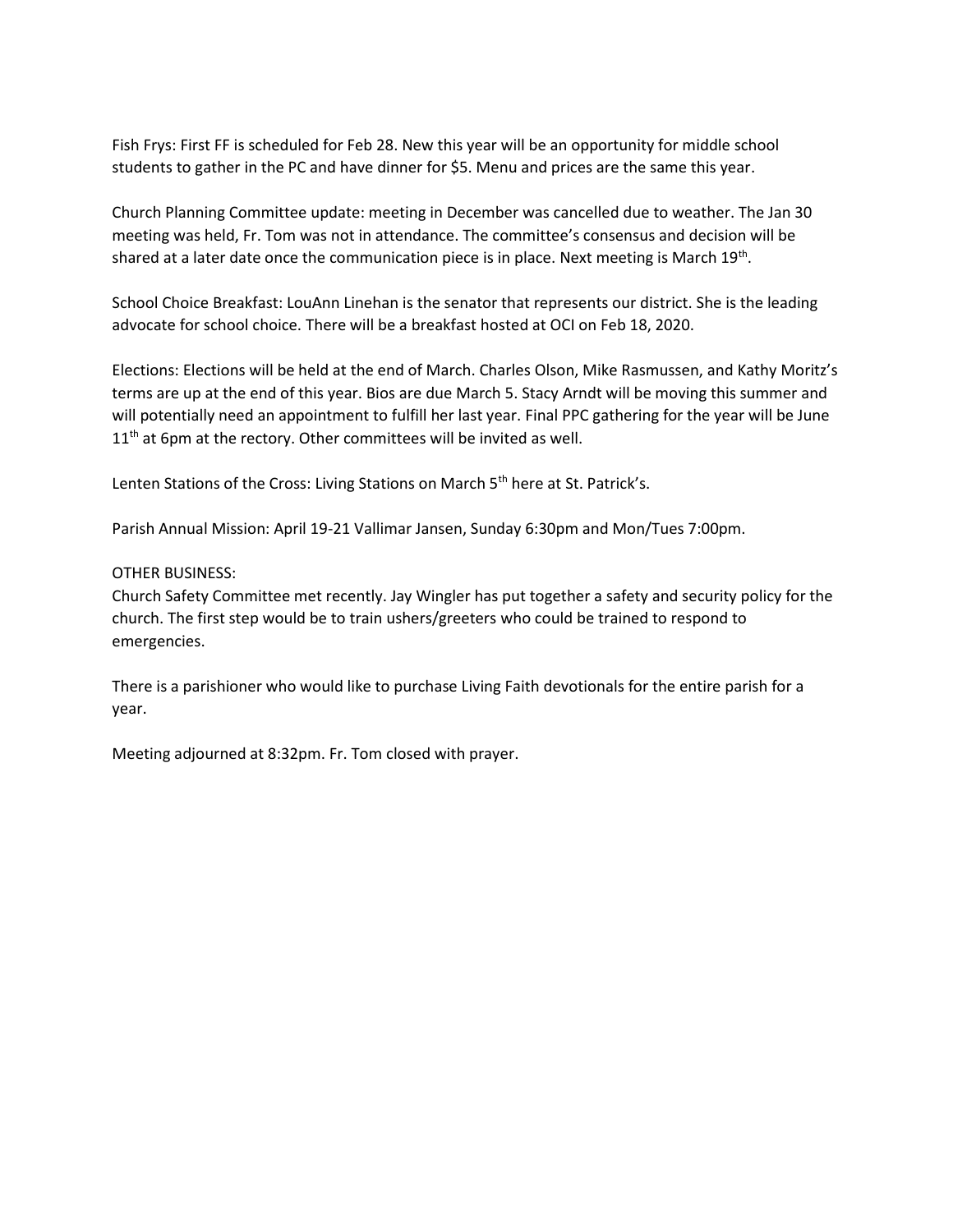Fish Frys: First FF is scheduled for Feb 28. New this year will be an opportunity for middle school students to gather in the PC and have dinner for $5. Menu and prices are the same this year.

Church Planning Committee update: meeting in December was cancelled due to weather. The Jan 30 meeting was held, Fr. Tom was not in attendance. The committee's consensus and decision will be shared at a later date once the communication piece is in place. Next meeting is March 19th.

School Choice Breakfast: LouAnn Linehan is the senator that represents our district. She is the leading advocate for school choice. There will be a breakfast hosted at OCI on Feb 18, 2020.

Elections: Elections will be held at the end of March. Charles Olson, Mike Rasmussen, and Kathy Moritz's terms are up at the end of this year. Bios are due March 5. Stacy Arndt will be moving this summer and will potentially need an appointment to fulfill her last year. Final PPC gathering for the year will be June 11th at 6pm at the rectory. Other committees will be invited as well.

Lenten Stations of the Cross: Living Stations on March 5th here at St. Patrick's.

Parish Annual Mission: April 19-21 Vallimar Jansen, Sunday 6:30pm and Mon/Tues 7:00pm.

OTHER BUSINESS:
Church Safety Committee met recently. Jay Wingler has put together a safety and security policy for the church. The first step would be to train ushers/greeters who could be trained to respond to emergencies.

There is a parishioner who would like to purchase Living Faith devotionals for the entire parish for a year.

Meeting adjourned at 8:32pm. Fr. Tom closed with prayer.